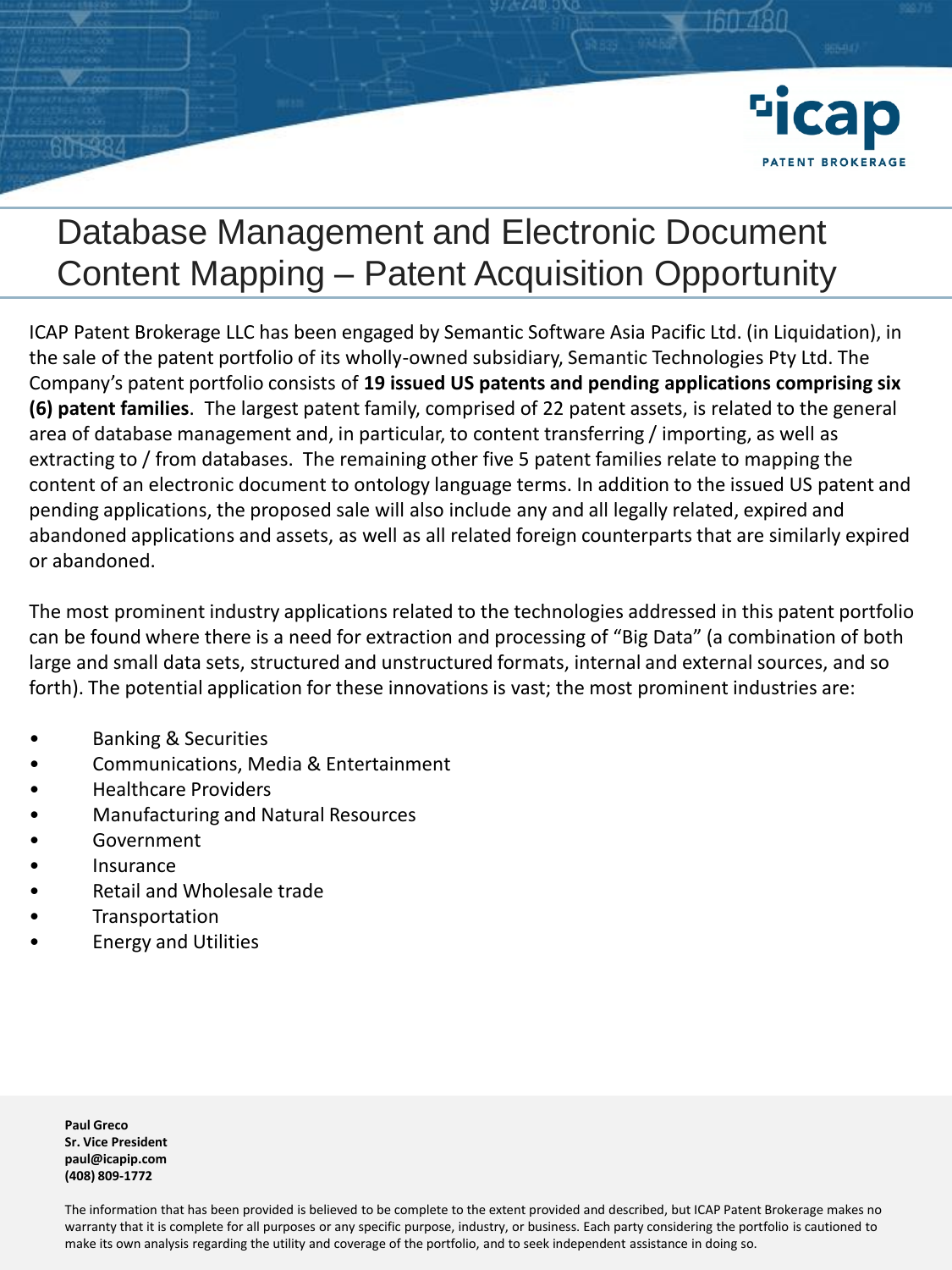# Database Management and Electronic Document Content Mapping – Patent Acquisition Opportunity

ICAP Patent Brokerage LLC has been engaged by Semantic Software Asia Pacific Ltd. (in Liquidation), in the sale of the patent portfolio of its wholly-owned subsidiary, Semantic Technologies Pty Ltd. The Company's patent portfolio consists of **19 issued US patents and pending applications comprising six (6) patent families**. The largest patent family, comprised of 22 patent assets, is related to the general area of database management and, in particular, to content transferring / importing, as well as extracting to / from databases. The remaining other five 5 patent families relate to mapping the content of an electronic document to ontology language terms. In addition to the issued US patent and pending applications, the proposed sale will also include any and all legally related, expired and abandoned applications and assets, as well as all related foreign counterparts that are similarly expired or abandoned.

The most prominent industry applications related to the technologies addressed in this patent portfolio can be found where there is a need for extraction and processing of "Big Data" (a combination of both large and small data sets, structured and unstructured formats, internal and external sources, and so forth). The potential application for these innovations is vast; the most prominent industries are:

- Banking & Securities
- Communications, Media & Entertainment
- Healthcare Providers
- Manufacturing and Natural Resources
- Government
- Insurance
- Retail and Wholesale trade
- Transportation
- Energy and Utilities

**Paul Greco**
**Sr. Vice President**
**paul@icapip.com**
**(408) 809-1772**

The information that has been provided is believed to be complete to the extent provided and described, but ICAP Patent Brokerage makes no warranty that it is complete for all purposes or any specific purpose, industry, or business. Each party considering the portfolio is cautioned to make its own analysis regarding the utility and coverage of the portfolio, and to seek independent assistance in doing so.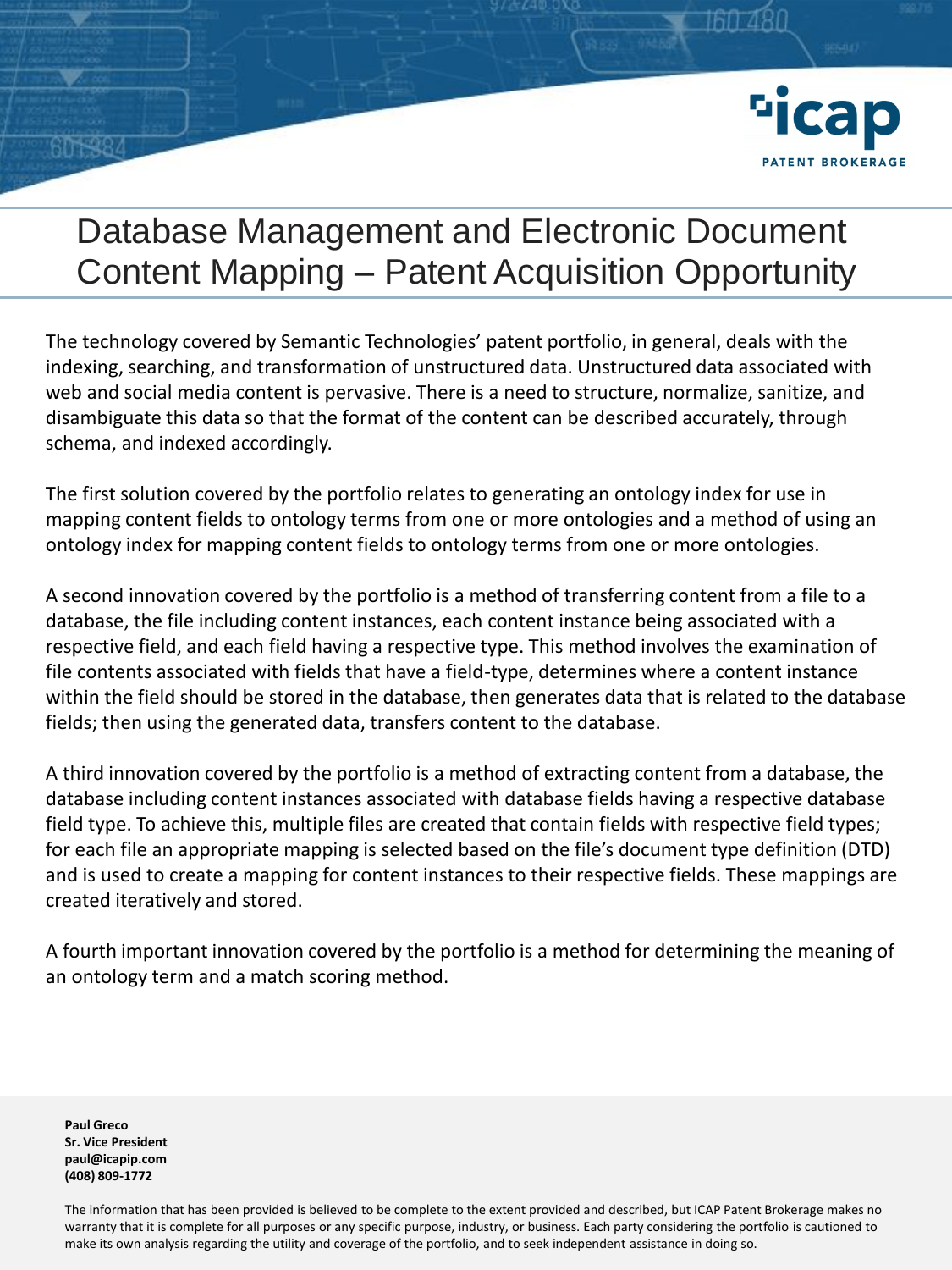# Database Management and Electronic Document Content Mapping – Patent Acquisition Opportunity

The technology covered by Semantic Technologies' patent portfolio, in general, deals with the indexing, searching, and transformation of unstructured data. Unstructured data associated with web and social media content is pervasive. There is a need to structure, normalize, sanitize, and disambiguate this data so that the format of the content can be described accurately, through schema, and indexed accordingly.

The first solution covered by the portfolio relates to generating an ontology index for use in mapping content fields to ontology terms from one or more ontologies and a method of using an ontology index for mapping content fields to ontology terms from one or more ontologies.

A second innovation covered by the portfolio is a method of transferring content from a file to a database, the file including content instances, each content instance being associated with a respective field, and each field having a respective type. This method involves the examination of file contents associated with fields that have a field-type, determines where a content instance within the field should be stored in the database, then generates data that is related to the database fields; then using the generated data, transfers content to the database.

A third innovation covered by the portfolio is a method of extracting content from a database, the database including content instances associated with database fields having a respective database field type. To achieve this, multiple files are created that contain fields with respective field types; for each file an appropriate mapping is selected based on the file's document type definition (DTD) and is used to create a mapping for content instances to their respective fields. These mappings are created iteratively and stored.

A fourth important innovation covered by the portfolio is a method for determining the meaning of an ontology term and a match scoring method.

**Paul Greco**
**Sr. Vice President**
**paul@icapip.com**
**(408) 809-1772**

The information that has been provided is believed to be complete to the extent provided and described, but ICAP Patent Brokerage makes no warranty that it is complete for all purposes or any specific purpose, industry, or business. Each party considering the portfolio is cautioned to make its own analysis regarding the utility and coverage of the portfolio, and to seek independent assistance in doing so.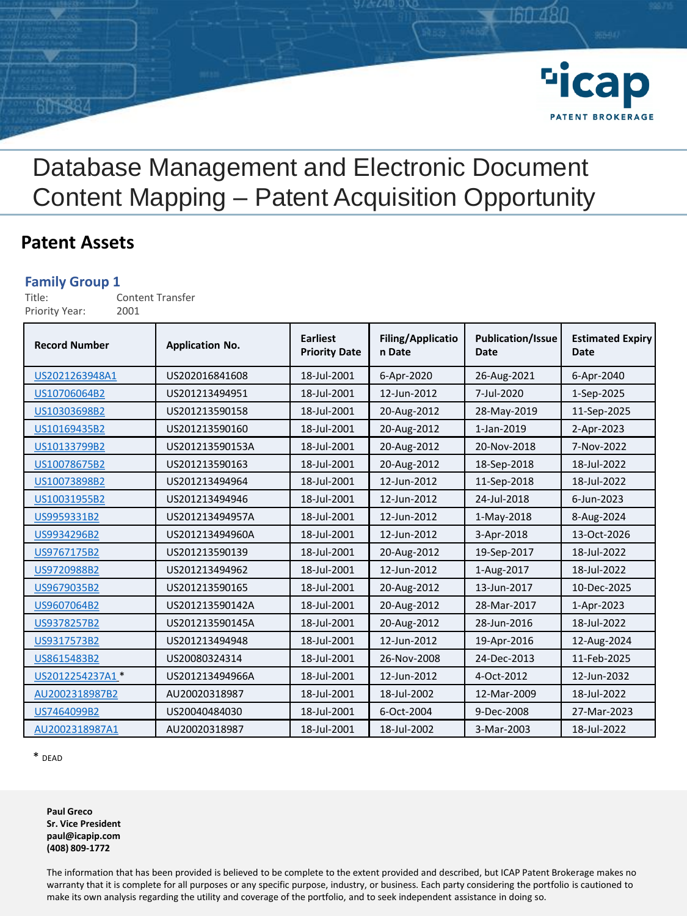# Database Management and Electronic Document Content Mapping – Patent Acquisition Opportunity

## Patent Assets

### Family Group 1

Title: Content Transfer
Priority Year: 2001

| Record Number | Application No. | Earliest Priority Date | Filing/Application Date | Publication/Issue Date | Estimated Expiry Date |
|---|---|---|---|---|---|
| US2021263948A1 | US202016841608 | 18-Jul-2001 | 6-Apr-2020 | 26-Aug-2021 | 6-Apr-2040 |
| US10706064B2 | US201213494951 | 18-Jul-2001 | 12-Jun-2012 | 7-Jul-2020 | 1-Sep-2025 |
| US10303698B2 | US201213590158 | 18-Jul-2001 | 20-Aug-2012 | 28-May-2019 | 11-Sep-2025 |
| US10169435B2 | US201213590160 | 18-Jul-2001 | 20-Aug-2012 | 1-Jan-2019 | 2-Apr-2023 |
| US10133799B2 | US201213590153A | 18-Jul-2001 | 20-Aug-2012 | 20-Nov-2018 | 7-Nov-2022 |
| US10078675B2 | US201213590163 | 18-Jul-2001 | 20-Aug-2012 | 18-Sep-2018 | 18-Jul-2022 |
| US10073898B2 | US201213494964 | 18-Jul-2001 | 12-Jun-2012 | 11-Sep-2018 | 18-Jul-2022 |
| US10031955B2 | US201213494946 | 18-Jul-2001 | 12-Jun-2012 | 24-Jul-2018 | 6-Jun-2023 |
| US9959331B2 | US201213494957A | 18-Jul-2001 | 12-Jun-2012 | 1-May-2018 | 8-Aug-2024 |
| US9934296B2 | US201213494960A | 18-Jul-2001 | 12-Jun-2012 | 3-Apr-2018 | 13-Oct-2026 |
| US9767175B2 | US201213590139 | 18-Jul-2001 | 20-Aug-2012 | 19-Sep-2017 | 18-Jul-2022 |
| US9720988B2 | US201213494962 | 18-Jul-2001 | 12-Jun-2012 | 1-Aug-2017 | 18-Jul-2022 |
| US9679035B2 | US201213590165 | 18-Jul-2001 | 20-Aug-2012 | 13-Jun-2017 | 10-Dec-2025 |
| US9607064B2 | US201213590142A | 18-Jul-2001 | 20-Aug-2012 | 28-Mar-2017 | 1-Apr-2023 |
| US9378257B2 | US201213590145A | 18-Jul-2001 | 20-Aug-2012 | 28-Jun-2016 | 18-Jul-2022 |
| US9317573B2 | US201213494948 | 18-Jul-2001 | 12-Jun-2012 | 19-Apr-2016 | 12-Aug-2024 |
| US8615483B2 | US20080324314 | 18-Jul-2001 | 26-Nov-2008 | 24-Dec-2013 | 11-Feb-2025 |
| US2012254237A1 * | US201213494966A | 18-Jul-2001 | 12-Jun-2012 | 4-Oct-2012 | 12-Jun-2032 |
| AU2002318987B2 | AU20020318987 | 18-Jul-2001 | 18-Jul-2002 | 12-Mar-2009 | 18-Jul-2022 |
| US7464099B2 | US20040484030 | 18-Jul-2001 | 6-Oct-2004 | 9-Dec-2008 | 27-Mar-2023 |
| AU2002318987A1 | AU20020318987 | 18-Jul-2001 | 18-Jul-2002 | 3-Mar-2003 | 18-Jul-2022 |

* DEAD

**Paul Greco**
**Sr. Vice President**
**paul@icapip.com**
**(408) 809-1772**

The information that has been provided is believed to be complete to the extent provided and described, but ICAP Patent Brokerage makes no warranty that it is complete for all purposes or any specific purpose, industry, or business. Each party considering the portfolio is cautioned to make its own analysis regarding the utility and coverage of the portfolio, and to seek independent assistance in doing so.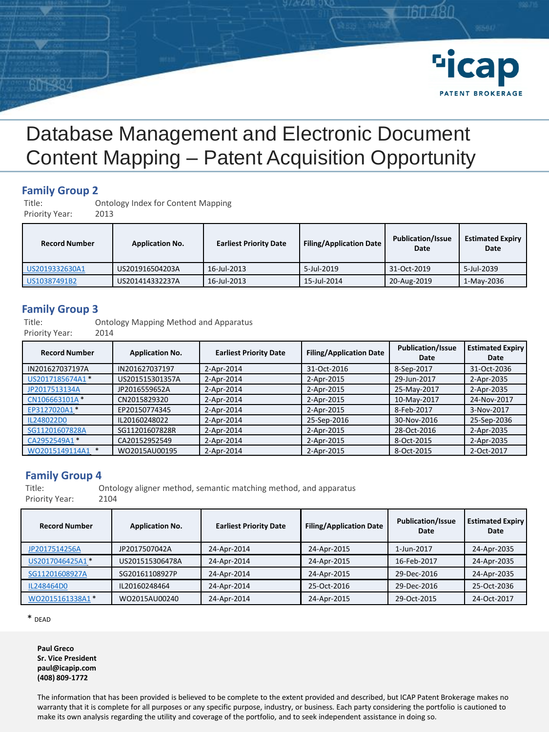# Database Management and Electronic Document Content Mapping – Patent Acquisition Opportunity

## Family Group 2

Title: Ontology Index for Content Mapping
Priority Year: 2013

| Record Number | Application No. | Earliest Priority Date | Filing/Application Date | Publication/Issue Date | Estimated Expiry Date |
|---|---|---|---|---|---|
| US2019332630A1 | US201916504203A | 16-Jul-2013 | 5-Jul-2019 | 31-Oct-2019 | 5-Jul-2039 |
| US10387491B2 | US201414332237A | 16-Jul-2013 | 15-Jul-2014 | 20-Aug-2019 | 1-May-2036 |

## Family Group 3

Title: Ontology Mapping Method and Apparatus
Priority Year: 2014

| Record Number | Application No. | Earliest Priority Date | Filing/Application Date | Publication/Issue Date | Estimated Expiry Date |
|---|---|---|---|---|---|
| IN201627037197A | IN201627037197 | 2-Apr-2014 | 31-Oct-2016 | 8-Sep-2017 | 31-Oct-2036 |
| US2017185674A1 * | US201515301357A | 2-Apr-2014 | 2-Apr-2015 | 29-Jun-2017 | 2-Apr-2035 |
| JP2017513134A | JP2016559652A | 2-Apr-2014 | 2-Apr-2015 | 25-May-2017 | 2-Apr-2035 |
| CN106663101A * | CN2015829320 | 2-Apr-2014 | 2-Apr-2015 | 10-May-2017 | 24-Nov-2017 |
| EP3127020A1 * | EP20150774345 | 2-Apr-2014 | 2-Apr-2015 | 8-Feb-2017 | 3-Nov-2017 |
| IL248022D0 | IL20160248022 | 2-Apr-2014 | 25-Sep-2016 | 30-Nov-2016 | 25-Sep-2036 |
| SG11201607828A | SG11201607828R | 2-Apr-2014 | 2-Apr-2015 | 28-Oct-2016 | 2-Apr-2035 |
| CA2952549A1 * | CA20152952549 | 2-Apr-2014 | 2-Apr-2015 | 8-Oct-2015 | 2-Apr-2035 |
| WO2015149114A1 * | WO2015AU00195 | 2-Apr-2014 | 2-Apr-2015 | 8-Oct-2015 | 2-Oct-2017 |

## Family Group 4

Title: Ontology aligner method, semantic matching method, and apparatus
Priority Year: 2104

| Record Number | Application No. | Earliest Priority Date | Filing/Application Date | Publication/Issue Date | Estimated Expiry Date |
|---|---|---|---|---|---|
| JP2017514256A | JP2017507042A | 24-Apr-2014 | 24-Apr-2015 | 1-Jun-2017 | 24-Apr-2035 |
| US2017046425A1 * | US201515306478A | 24-Apr-2014 | 24-Apr-2015 | 16-Feb-2017 | 24-Apr-2035 |
| SG11201608927A | SG20161108927P | 24-Apr-2014 | 24-Apr-2015 | 29-Dec-2016 | 24-Apr-2035 |
| IL248464D0 | IL20160248464 | 24-Apr-2014 | 25-Oct-2016 | 29-Dec-2016 | 25-Oct-2036 |
| WO2015161338A1 * | WO2015AU00240 | 24-Apr-2014 | 24-Apr-2015 | 29-Oct-2015 | 24-Oct-2017 |

* DEAD

**Paul Greco**
**Sr. Vice President**
**paul@icapip.com**
**(408) 809-1772**

The information that has been provided is believed to be complete to the extent provided and described, but ICAP Patent Brokerage makes no warranty that it is complete for all purposes or any specific purpose, industry, or business. Each party considering the portfolio is cautioned to make its own analysis regarding the utility and coverage of the portfolio, and to seek independent assistance in doing so.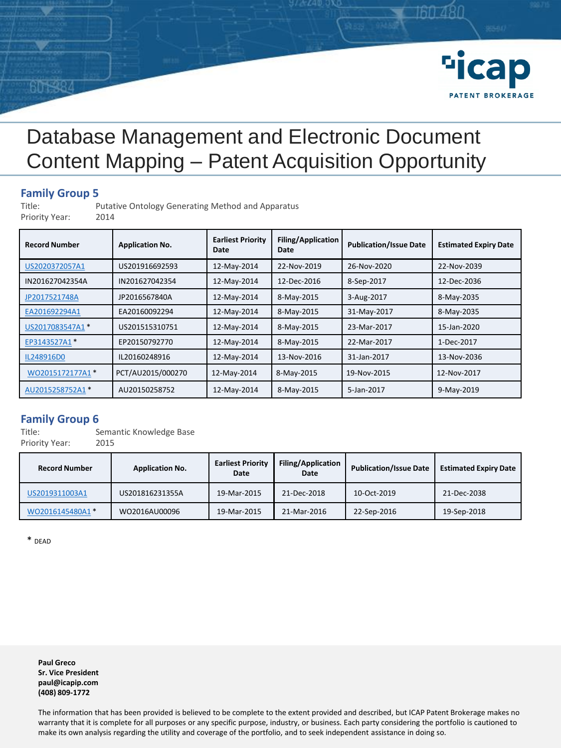# Database Management and Electronic Document Content Mapping – Patent Acquisition Opportunity

## Family Group 5

Title: Putative Ontology Generating Method and Apparatus
Priority Year: 2014

| Record Number | Application No. | Earliest Priority Date | Filing/Application Date | Publication/Issue Date | Estimated Expiry Date |
|---|---|---|---|---|---|
| US2020372057A1 | US201916692593 | 12-May-2014 | 22-Nov-2019 | 26-Nov-2020 | 22-Nov-2039 |
| IN201627042354A | IN201627042354 | 12-May-2014 | 12-Dec-2016 | 8-Sep-2017 | 12-Dec-2036 |
| JP2017521748A | JP2016567840A | 12-May-2014 | 8-May-2015 | 3-Aug-2017 | 8-May-2035 |
| EA201692294A1 | EA20160092294 | 12-May-2014 | 8-May-2015 | 31-May-2017 | 8-May-2035 |
| US2017083547A1 * | US201515310751 | 12-May-2014 | 8-May-2015 | 23-Mar-2017 | 15-Jan-2020 |
| EP3143527A1 * | EP20150792770 | 12-May-2014 | 8-May-2015 | 22-Mar-2017 | 1-Dec-2017 |
| IL248916D0 | IL20160248916 | 12-May-2014 | 13-Nov-2016 | 31-Jan-2017 | 13-Nov-2036 |
| WO2015172177A1 * | PCT/AU2015/000270 | 12-May-2014 | 8-May-2015 | 19-Nov-2015 | 12-Nov-2017 |
| AU2015258752A1 * | AU20150258752 | 12-May-2014 | 8-May-2015 | 5-Jan-2017 | 9-May-2019 |

## Family Group 6

Title: Semantic Knowledge Base
Priority Year: 2015

| Record Number | Application No. | Earliest Priority Date | Filing/Application Date | Publication/Issue Date | Estimated Expiry Date |
|---|---|---|---|---|---|
| US2019311003A1 | US201816231355A | 19-Mar-2015 | 21-Dec-2018 | 10-Oct-2019 | 21-Dec-2038 |
| WO2016145480A1 * | WO2016AU00096 | 19-Mar-2015 | 21-Mar-2016 | 22-Sep-2016 | 19-Sep-2018 |

\* DEAD

**Paul Greco**
**Sr. Vice President**
**paul@icapip.com**
**(408) 809-1772**

The information that has been provided is believed to be complete to the extent provided and described, but ICAP Patent Brokerage makes no warranty that it is complete for all purposes or any specific purpose, industry, or business. Each party considering the portfolio is cautioned to make its own analysis regarding the utility and coverage of the portfolio, and to seek independent assistance in doing so.